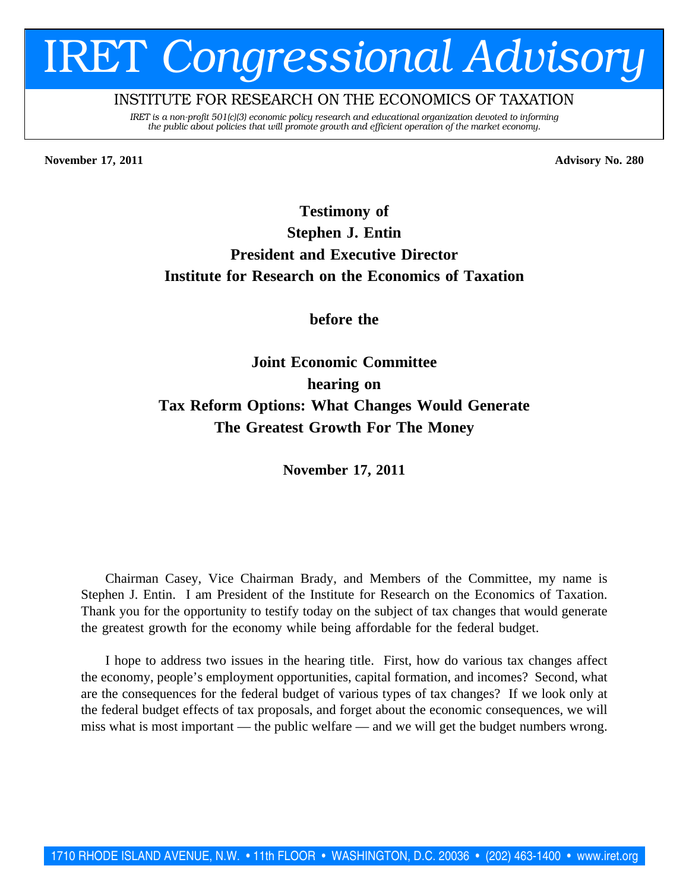# IRET *Congressional Advisory*

INSTITUTE FOR RESEARCH ON THE ECONOMICS OF TAXATION

*IRET is a non-profit 501(c)(3) economic policy research and educational organization devoted to informing the public about policies that will promote growth and efficient operation of the market economy.*

**November 17, 2011** **Advisory No. 280**

**Testimony of**
**Stephen J. Entin**
**President and Executive Director**
**Institute for Research on the Economics of Taxation**

**before the**

**Joint Economic Committee**
**hearing on**
**Tax Reform Options: What Changes Would Generate The Greatest Growth For The Money**

**November 17, 2011**

Chairman Casey, Vice Chairman Brady, and Members of the Committee, my name is Stephen J. Entin. I am President of the Institute for Research on the Economics of Taxation. Thank you for the opportunity to testify today on the subject of tax changes that would generate the greatest growth for the economy while being affordable for the federal budget.

I hope to address two issues in the hearing title. First, how do various tax changes affect the economy, people's employment opportunities, capital formation, and incomes? Second, what are the consequences for the federal budget of various types of tax changes? If we look only at the federal budget effects of tax proposals, and forget about the economic consequences, we will miss what is most important — the public welfare — and we will get the budget numbers wrong.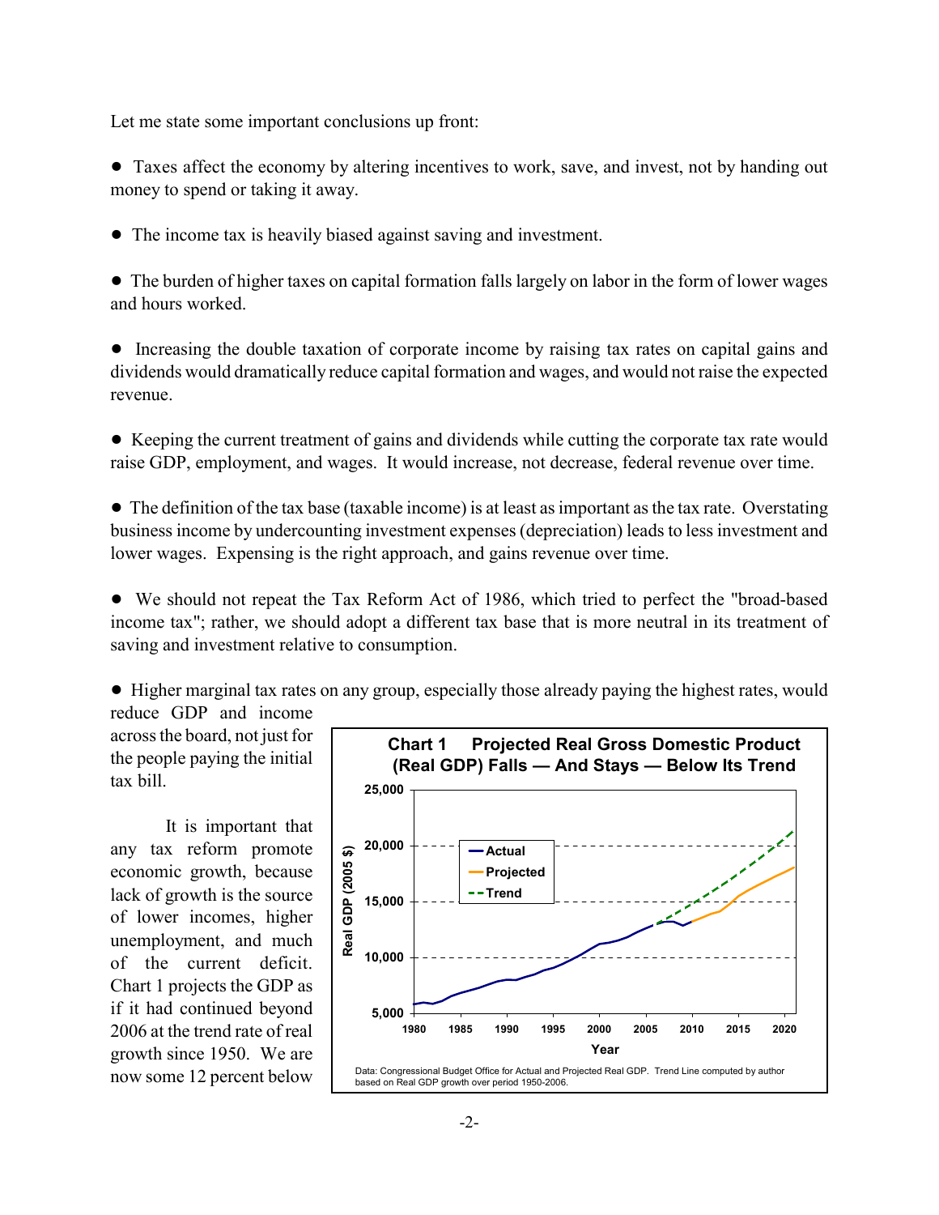Let me state some important conclusions up front:

- Taxes affect the economy by altering incentives to work, save, and invest, not by handing out money to spend or taking it away.

- The income tax is heavily biased against saving and investment.

- The burden of higher taxes on capital formation falls largely on labor in the form of lower wages and hours worked.

- Increasing the double taxation of corporate income by raising tax rates on capital gains and dividends would dramatically reduce capital formation and wages, and would not raise the expected revenue.

- Keeping the current treatment of gains and dividends while cutting the corporate tax rate would raise GDP, employment, and wages. It would increase, not decrease, federal revenue over time.

- The definition of the tax base (taxable income) is at least as important as the tax rate. Overstating business income by undercounting investment expenses (depreciation) leads to less investment and lower wages. Expensing is the right approach, and gains revenue over time.

- We should not repeat the Tax Reform Act of 1986, which tried to perfect the "broad-based income tax"; rather, we should adopt a different tax base that is more neutral in its treatment of saving and investment relative to consumption.

- Higher marginal tax rates on any group, especially those already paying the highest rates, would reduce GDP and income across the board, not just for the people paying the initial tax bill.

It is important that any tax reform promote economic growth, because lack of growth is the source of lower incomes, higher unemployment, and much of the current deficit. Chart 1 projects the GDP as if it had continued beyond 2006 at the trend rate of real growth since 1950. We are now some 12 percent below

**Chart 1 Projected Real Gross Domestic Product (Real GDP) Falls — And Stays — Below Its Trend**

Data: Congressional Budget Office for Actual and Projected Real GDP. Trend Line computed by author based on Real GDP growth over period 1950-2006.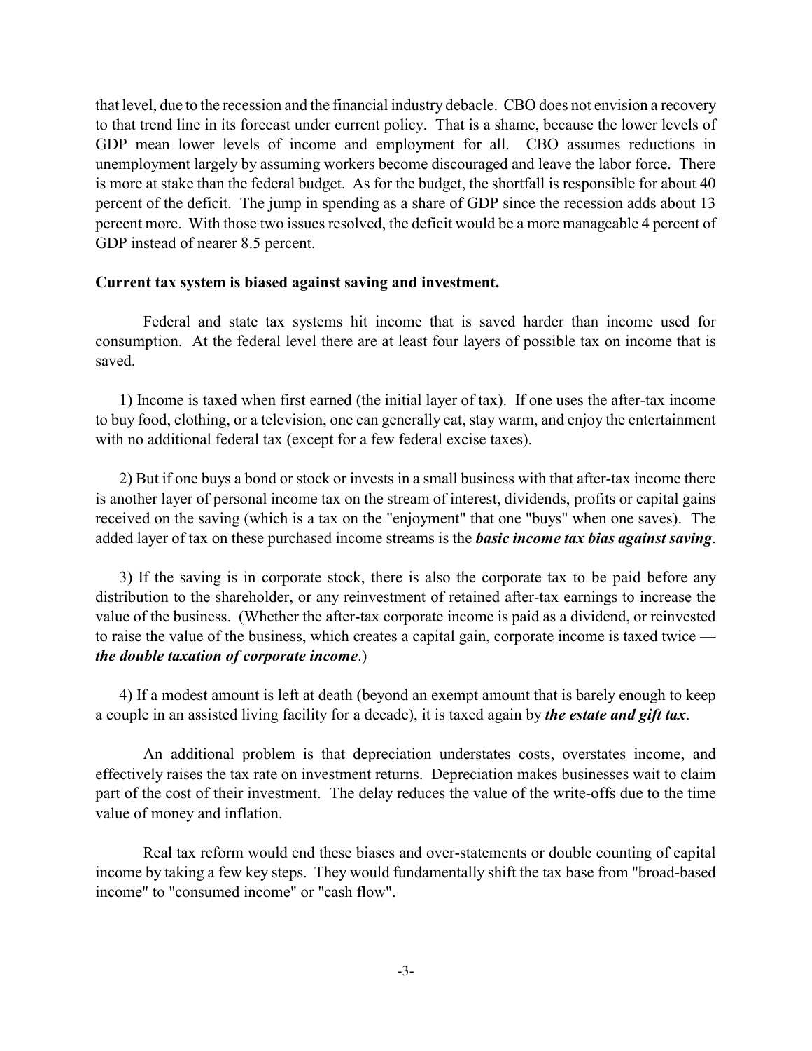that level, due to the recession and the financial industry debacle. CBO does not envision a recovery to that trend line in its forecast under current policy. That is a shame, because the lower levels of GDP mean lower levels of income and employment for all. CBO assumes reductions in unemployment largely by assuming workers become discouraged and leave the labor force. There is more at stake than the federal budget. As for the budget, the shortfall is responsible for about 40 percent of the deficit. The jump in spending as a share of GDP since the recession adds about 13 percent more. With those two issues resolved, the deficit would be a more manageable 4 percent of GDP instead of nearer 8.5 percent.

**Current tax system is biased against saving and investment.**

Federal and state tax systems hit income that is saved harder than income used for consumption. At the federal level there are at least four layers of possible tax on income that is saved.

1) Income is taxed when first earned (the initial layer of tax). If one uses the after-tax income to buy food, clothing, or a television, one can generally eat, stay warm, and enjoy the entertainment with no additional federal tax (except for a few federal excise taxes).

2) But if one buys a bond or stock or invests in a small business with that after-tax income there is another layer of personal income tax on the stream of interest, dividends, profits or capital gains received on the saving (which is a tax on the "enjoyment" that one "buys" when one saves). The added layer of tax on these purchased income streams is the ***basic income tax bias against saving***.

3) If the saving is in corporate stock, there is also the corporate tax to be paid before any distribution to the shareholder, or any reinvestment of retained after-tax earnings to increase the value of the business. (Whether the after-tax corporate income is paid as a dividend, or reinvested to raise the value of the business, which creates a capital gain, corporate income is taxed twice — ***the double taxation of corporate income***.)

4) If a modest amount is left at death (beyond an exempt amount that is barely enough to keep a couple in an assisted living facility for a decade), it is taxed again by ***the estate and gift tax***.

An additional problem is that depreciation understates costs, overstates income, and effectively raises the tax rate on investment returns. Depreciation makes businesses wait to claim part of the cost of their investment. The delay reduces the value of the write-offs due to the time value of money and inflation.

Real tax reform would end these biases and over-statements or double counting of capital income by taking a few key steps. They would fundamentally shift the tax base from "broad-based income" to "consumed income" or "cash flow".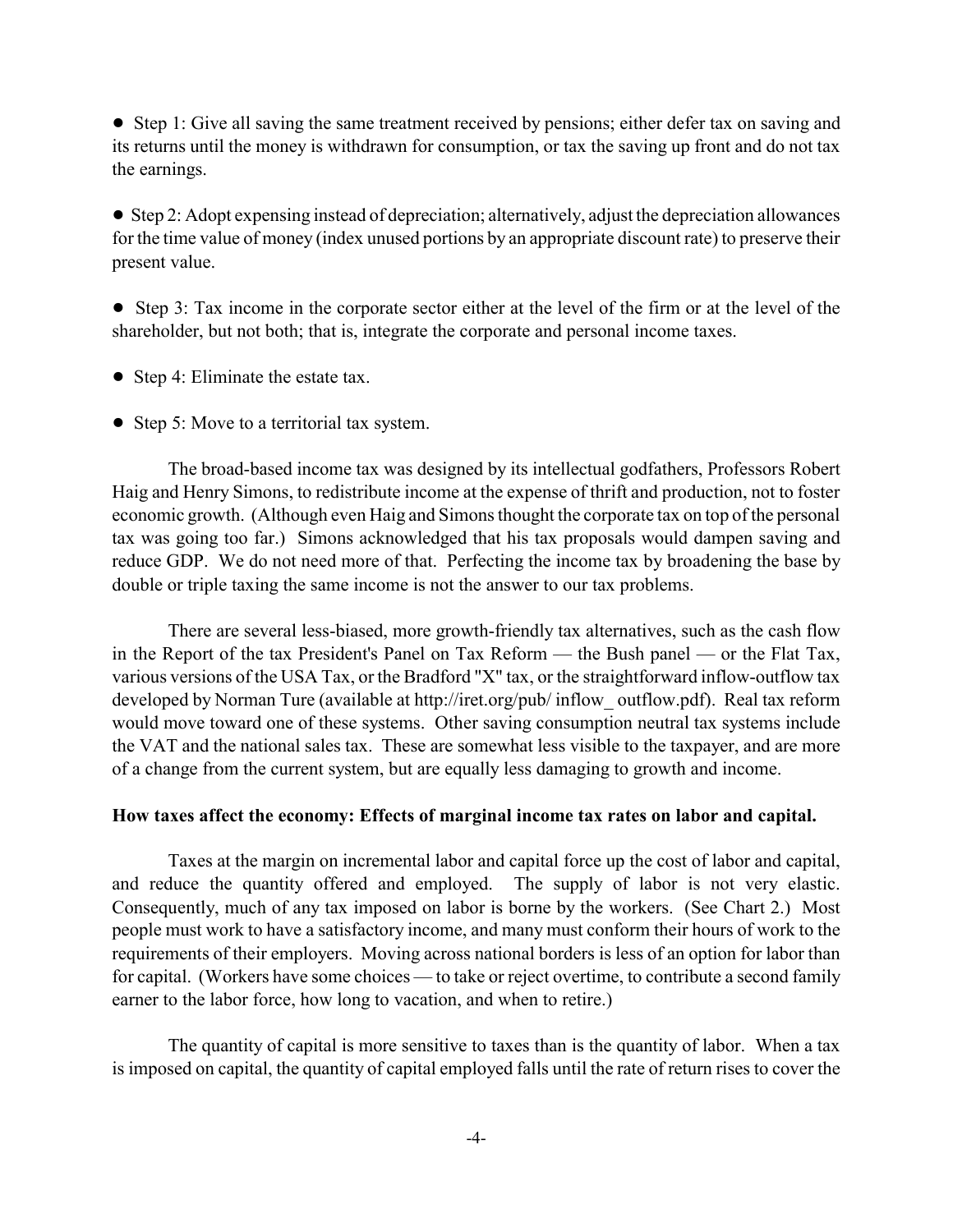- Step 1: Give all saving the same treatment received by pensions; either defer tax on saving and its returns until the money is withdrawn for consumption, or tax the saving up front and do not tax the earnings.

- Step 2: Adopt expensing instead of depreciation; alternatively, adjust the depreciation allowances for the time value of money (index unused portions by an appropriate discount rate) to preserve their present value.

- Step 3: Tax income in the corporate sector either at the level of the firm or at the level of the shareholder, but not both; that is, integrate the corporate and personal income taxes.

- Step 4: Eliminate the estate tax.

- Step 5: Move to a territorial tax system.

The broad-based income tax was designed by its intellectual godfathers, Professors Robert Haig and Henry Simons, to redistribute income at the expense of thrift and production, not to foster economic growth. (Although even Haig and Simons thought the corporate tax on top of the personal tax was going too far.) Simons acknowledged that his tax proposals would dampen saving and reduce GDP. We do not need more of that. Perfecting the income tax by broadening the base by double or triple taxing the same income is not the answer to our tax problems.

There are several less-biased, more growth-friendly tax alternatives, such as the cash flow in the Report of the tax President's Panel on Tax Reform — the Bush panel — or the Flat Tax, various versions of the USA Tax, or the Bradford "X" tax, or the straightforward inflow-outflow tax developed by Norman Ture (available at http://iret.org/pub/ inflow_ outflow.pdf). Real tax reform would move toward one of these systems. Other saving consumption neutral tax systems include the VAT and the national sales tax. These are somewhat less visible to the taxpayer, and are more of a change from the current system, but are equally less damaging to growth and income.

**How taxes affect the economy: Effects of marginal income tax rates on labor and capital.**

Taxes at the margin on incremental labor and capital force up the cost of labor and capital, and reduce the quantity offered and employed. The supply of labor is not very elastic. Consequently, much of any tax imposed on labor is borne by the workers. (See Chart 2.) Most people must work to have a satisfactory income, and many must conform their hours of work to the requirements of their employers. Moving across national borders is less of an option for labor than for capital. (Workers have some choices — to take or reject overtime, to contribute a second family earner to the labor force, how long to vacation, and when to retire.)

The quantity of capital is more sensitive to taxes than is the quantity of labor. When a tax is imposed on capital, the quantity of capital employed falls until the rate of return rises to cover the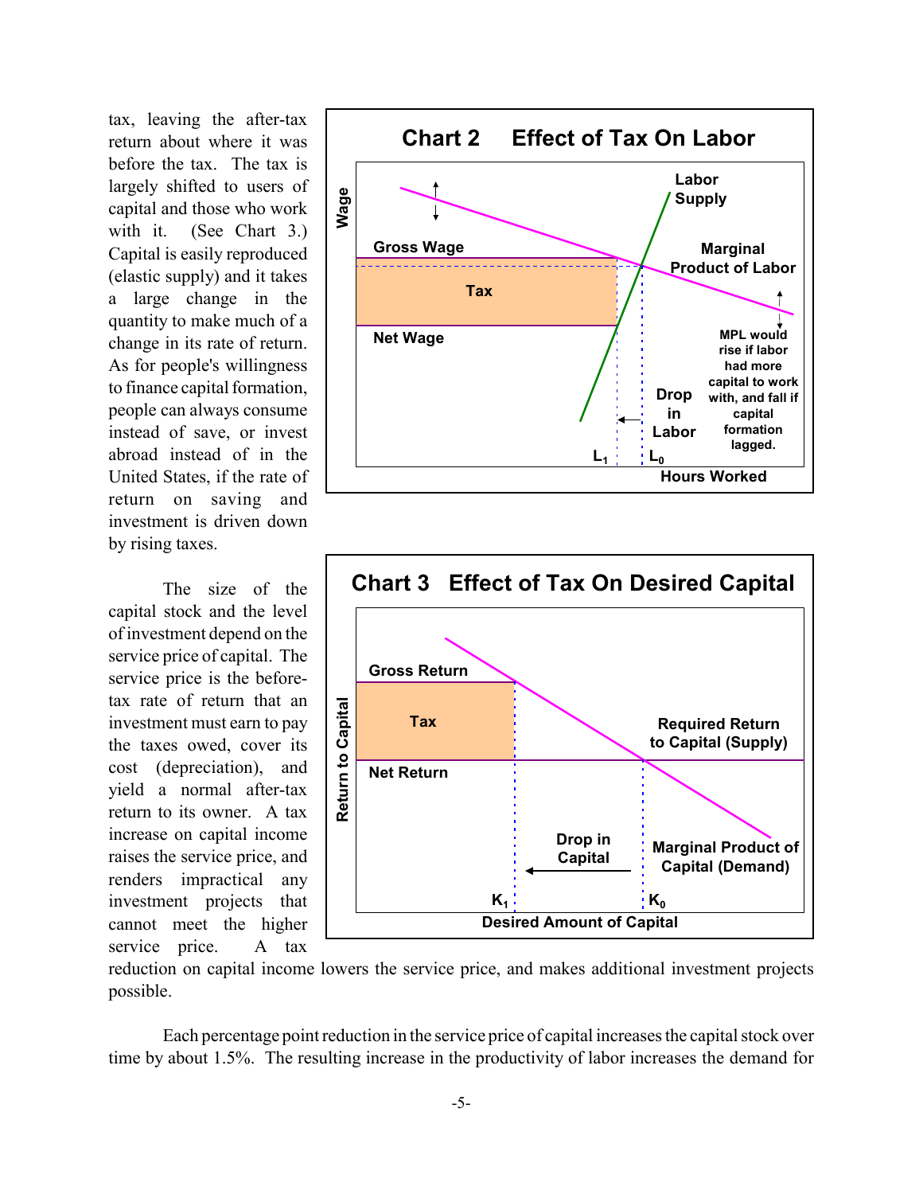tax, leaving the after-tax return about where it was before the tax. The tax is largely shifted to users of capital and those who work with it. (See Chart 3.) Capital is easily reproduced (elastic supply) and it takes a large change in the quantity to make much of a change in its rate of return. As for people's willingness to finance capital formation, people can always consume instead of save, or invest abroad instead of in the United States, if the rate of return on saving and investment is driven down by rising taxes.

**Chart 2 Effect of Tax On Labor**

**Chart 3 Effect of Tax On Desired Capital**

The size of the capital stock and the level of investment depend on the service price of capital. The service price is the before-tax rate of return that an investment must earn to pay the taxes owed, cover its cost (depreciation), and yield a normal after-tax return to its owner. A tax increase on capital income raises the service price, and renders impractical any investment projects that cannot meet the higher service price. A tax reduction on capital income lowers the service price, and makes additional investment projects possible.

Each percentage point reduction in the service price of capital increases the capital stock over time by about 1.5%. The resulting increase in the productivity of labor increases the demand for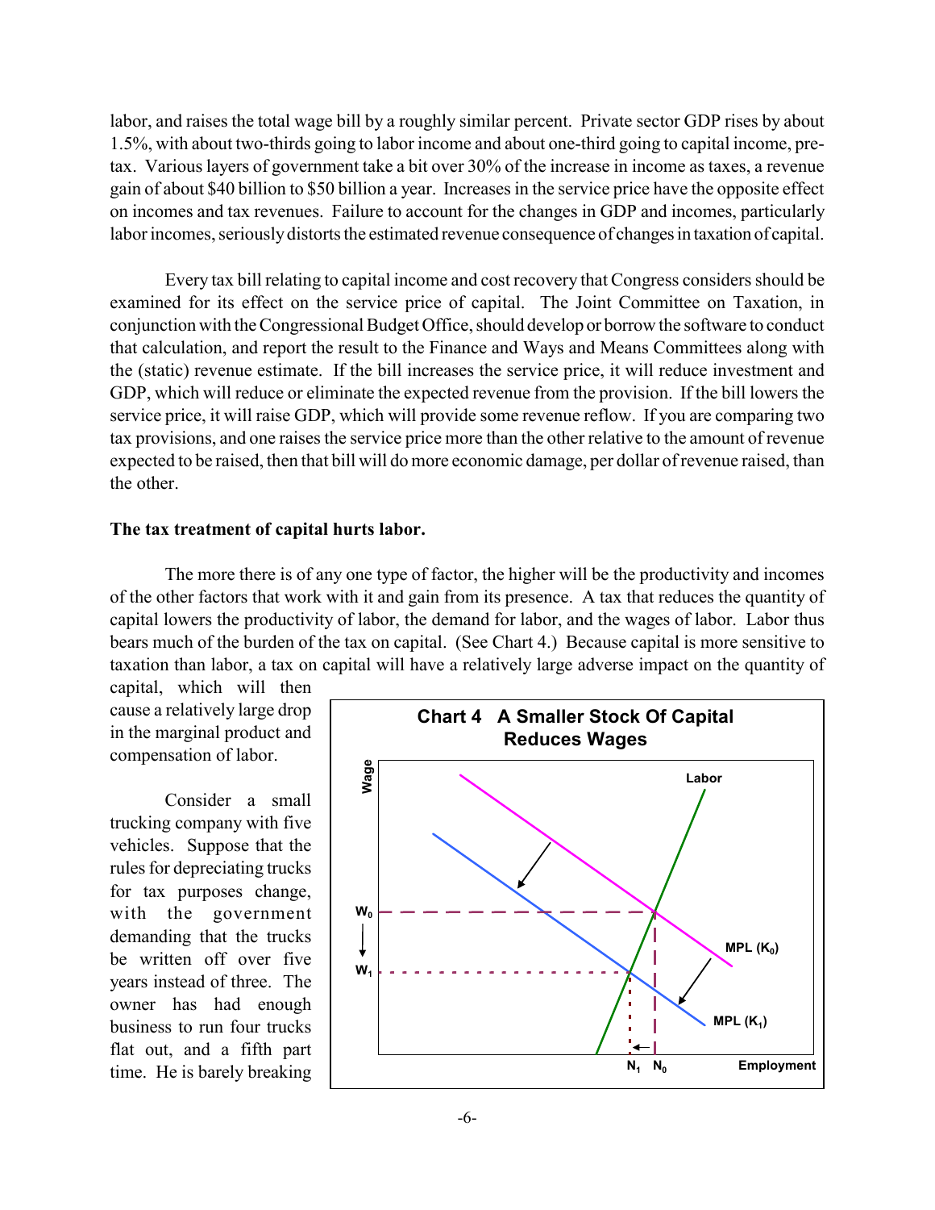labor, and raises the total wage bill by a roughly similar percent. Private sector GDP rises by about 1.5%, with about two-thirds going to labor income and about one-third going to capital income, pre-tax. Various layers of government take a bit over 30% of the increase in income as taxes, a revenue gain of about \$40 billion to \$50 billion a year. Increases in the service price have the opposite effect on incomes and tax revenues. Failure to account for the changes in GDP and incomes, particularly labor incomes, seriously distorts the estimated revenue consequence of changes in taxation of capital.

Every tax bill relating to capital income and cost recovery that Congress considers should be examined for its effect on the service price of capital. The Joint Committee on Taxation, in conjunction with the Congressional Budget Office, should develop or borrow the software to conduct that calculation, and report the result to the Finance and Ways and Means Committees along with the (static) revenue estimate. If the bill increases the service price, it will reduce investment and GDP, which will reduce or eliminate the expected revenue from the provision. If the bill lowers the service price, it will raise GDP, which will provide some revenue reflow. If you are comparing two tax provisions, and one raises the service price more than the other relative to the amount of revenue expected to be raised, then that bill will do more economic damage, per dollar of revenue raised, than the other.

**The tax treatment of capital hurts labor.**

The more there is of any one type of factor, the higher will be the productivity and incomes of the other factors that work with it and gain from its presence. A tax that reduces the quantity of capital lowers the productivity of labor, the demand for labor, and the wages of labor. Labor thus bears much of the burden of the tax on capital. (See Chart 4.) Because capital is more sensitive to taxation than labor, a tax on capital will have a relatively large adverse impact on the quantity of capital, which will then cause a relatively large drop in the marginal product and compensation of labor.

**Chart 4 A Smaller Stock Of Capital Reduces Wages**

Consider a small trucking company with five vehicles. Suppose that the rules for depreciating trucks for tax purposes change, with the government demanding that the trucks be written off over five years instead of three. The owner has had enough business to run four trucks flat out, and a fifth part time. He is barely breaking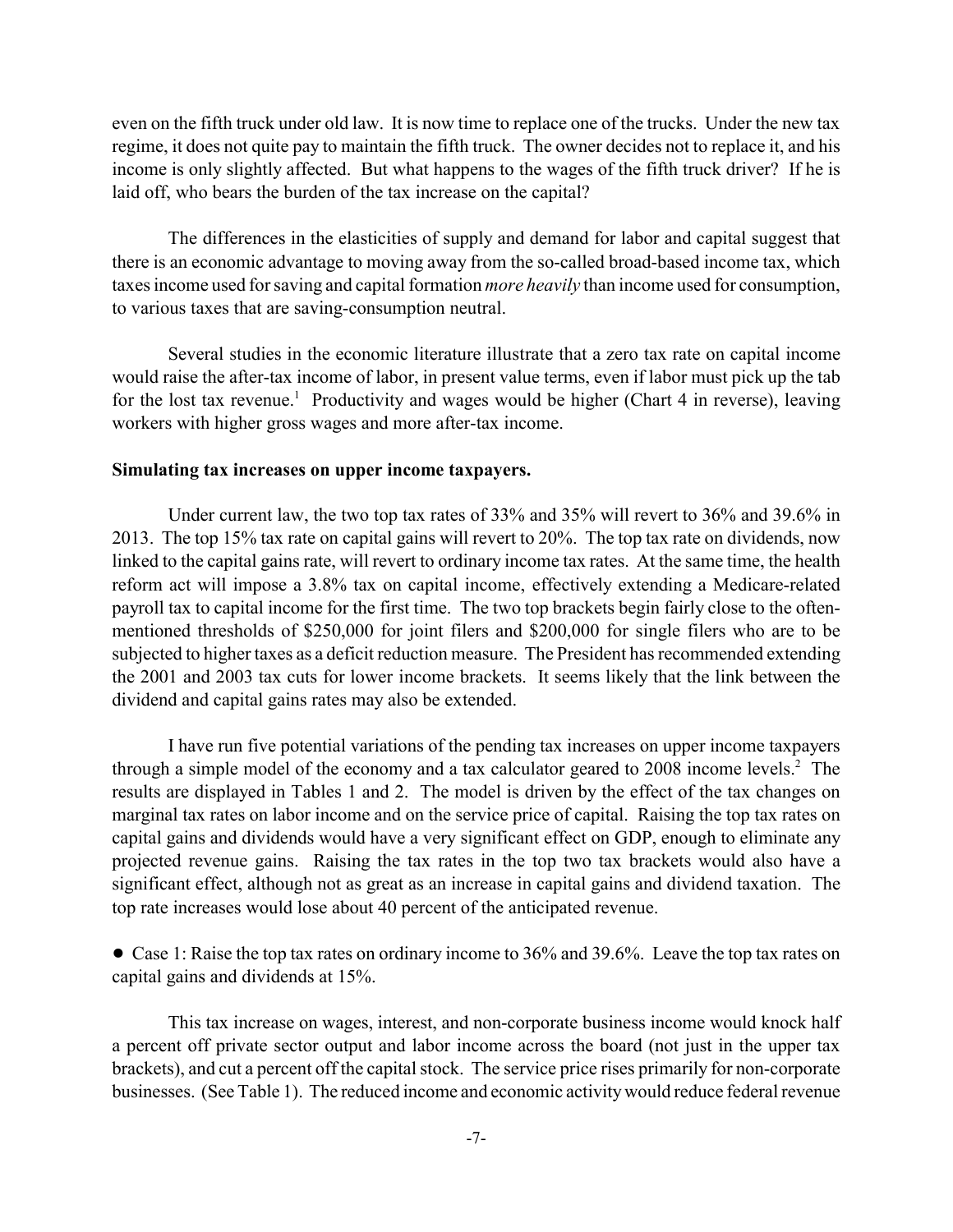even on the fifth truck under old law. It is now time to replace one of the trucks. Under the new tax regime, it does not quite pay to maintain the fifth truck. The owner decides not to replace it, and his income is only slightly affected. But what happens to the wages of the fifth truck driver? If he is laid off, who bears the burden of the tax increase on the capital?

The differences in the elasticities of supply and demand for labor and capital suggest that there is an economic advantage to moving away from the so-called broad-based income tax, which taxes income used for saving and capital formation *more heavily* than income used for consumption, to various taxes that are saving-consumption neutral.

Several studies in the economic literature illustrate that a zero tax rate on capital income would raise the after-tax income of labor, in present value terms, even if labor must pick up the tab for the lost tax revenue.[1] Productivity and wages would be higher (Chart 4 in reverse), leaving workers with higher gross wages and more after-tax income.

**Simulating tax increases on upper income taxpayers.**

Under current law, the two top tax rates of 33% and 35% will revert to 36% and 39.6% in 2013. The top 15% tax rate on capital gains will revert to 20%. The top tax rate on dividends, now linked to the capital gains rate, will revert to ordinary income tax rates. At the same time, the health reform act will impose a 3.8% tax on capital income, effectively extending a Medicare-related payroll tax to capital income for the first time. The two top brackets begin fairly close to the often-mentioned thresholds of $250,000 for joint filers and $200,000 for single filers who are to be subjected to higher taxes as a deficit reduction measure. The President has recommended extending the 2001 and 2003 tax cuts for lower income brackets. It seems likely that the link between the dividend and capital gains rates may also be extended.

I have run five potential variations of the pending tax increases on upper income taxpayers through a simple model of the economy and a tax calculator geared to 2008 income levels.[2] The results are displayed in Tables 1 and 2. The model is driven by the effect of the tax changes on marginal tax rates on labor income and on the service price of capital. Raising the top tax rates on capital gains and dividends would have a very significant effect on GDP, enough to eliminate any projected revenue gains. Raising the tax rates in the top two tax brackets would also have a significant effect, although not as great as an increase in capital gains and dividend taxation. The top rate increases would lose about 40 percent of the anticipated revenue.

- Case 1: Raise the top tax rates on ordinary income to 36% and 39.6%. Leave the top tax rates on capital gains and dividends at 15%.

This tax increase on wages, interest, and non-corporate business income would knock half a percent off private sector output and labor income across the board (not just in the upper tax brackets), and cut a percent off the capital stock. The service price rises primarily for non-corporate businesses. (See Table 1). The reduced income and economic activity would reduce federal revenue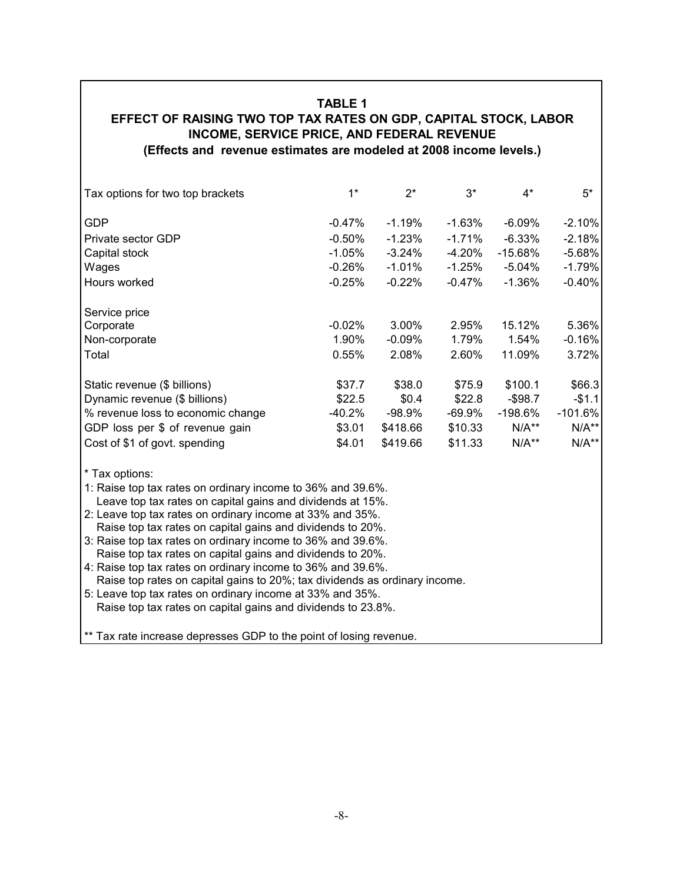**TABLE 1**
**EFFECT OF RAISING TWO TOP TAX RATES ON GDP, CAPITAL STOCK, LABOR INCOME, SERVICE PRICE, AND FEDERAL REVENUE**
**(Effects and revenue estimates are modeled at 2008 income levels.)**

| Tax options for two top brackets | 1* | 2* | 3* | 4* | 5* |
|---|---|---|---|---|---|
| GDP | -0.47% | -1.19% | -1.63% | -6.09% | -2.10% |
| Private sector GDP | -0.50% | -1.23% | -1.71% | -6.33% | -2.18% |
| Capital stock | -1.05% | -3.24% | -4.20% | -15.68% | -5.68% |
| Wages | -0.26% | -1.01% | -1.25% | -5.04% | -1.79% |
| Hours worked | -0.25% | -0.22% | -0.47% | -1.36% | -0.40% |
| Service price | | | | | |
| Corporate | -0.02% | 3.00% | 2.95% | 15.12% | 5.36% |
| Non-corporate | 1.90% | -0.09% | 1.79% | 1.54% | -0.16% |
| Total | 0.55% | 2.08% | 2.60% | 11.09% | 3.72% |
| Static revenue ($ billions) | $37.7 | $38.0 | $75.9 | $100.1 | $66.3 |
| Dynamic revenue ($ billions) | $22.5 | $0.4 | $22.8 | -$98.7 | -$1.1 |
| % revenue loss to economic change | -40.2% | -98.9% | -69.9% | -198.6% | -101.6% |
| GDP loss per $ of revenue gain | $3.01 | $418.66 | $10.33 | N/A** | N/A** |
| Cost of $1 of govt. spending | $4.01 | $419.66 | $11.33 | N/A** | N/A** |

\* Tax options:

1: Raise top tax rates on ordinary income to 36% and 39.6%.
   Leave top tax rates on capital gains and dividends at 15%.

2: Leave top tax rates on ordinary income at 33% and 35%.
   Raise top tax rates on capital gains and dividends to 20%.

3: Raise top tax rates on ordinary income to 36% and 39.6%.
   Raise top tax rates on capital gains and dividends to 20%.

4: Raise top tax rates on ordinary income to 36% and 39.6%.
   Raise top rates on capital gains to 20%; tax dividends as ordinary income.

5: Leave top tax rates on ordinary income at 33% and 35%.
   Raise top tax rates on capital gains and dividends to 23.8%.

\*\* Tax rate increase depresses GDP to the point of losing revenue.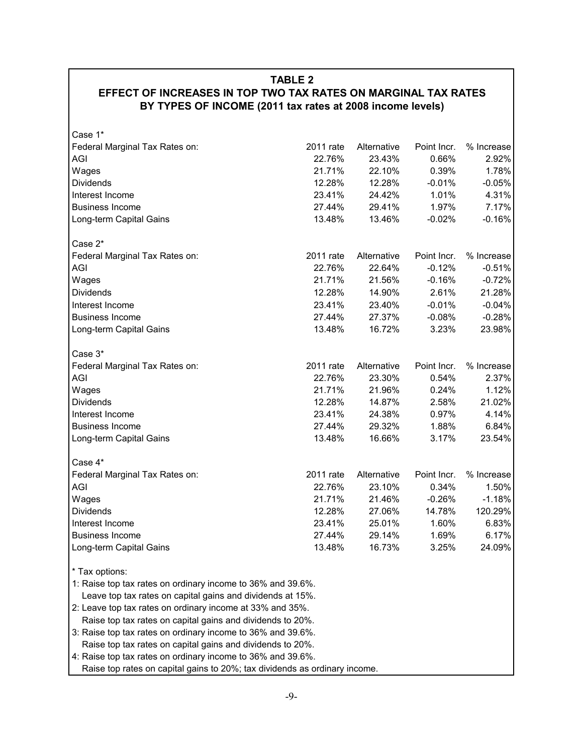## TABLE 2

## EFFECT OF INCREASES IN TOP TWO TAX RATES ON MARGINAL TAX RATES BY TYPES OF INCOME (2011 tax rates at 2008 income levels)

Case 1*

| Federal Marginal Tax Rates on: | 2011 rate | Alternative | Point Incr. | % Increase |
|---|---|---|---|---|
| AGI | 22.76% | 23.43% | 0.66% | 2.92% |
| Wages | 21.71% | 22.10% | 0.39% | 1.78% |
| Dividends | 12.28% | 12.28% | -0.01% | -0.05% |
| Interest Income | 23.41% | 24.42% | 1.01% | 4.31% |
| Business Income | 27.44% | 29.41% | 1.97% | 7.17% |
| Long-term Capital Gains | 13.48% | 13.46% | -0.02% | -0.16% |

Case 2*

| Federal Marginal Tax Rates on: | 2011 rate | Alternative | Point Incr. | % Increase |
|---|---|---|---|---|
| AGI | 22.76% | 22.64% | -0.12% | -0.51% |
| Wages | 21.71% | 21.56% | -0.16% | -0.72% |
| Dividends | 12.28% | 14.90% | 2.61% | 21.28% |
| Interest Income | 23.41% | 23.40% | -0.01% | -0.04% |
| Business Income | 27.44% | 27.37% | -0.08% | -0.28% |
| Long-term Capital Gains | 13.48% | 16.72% | 3.23% | 23.98% |

Case 3*

| Federal Marginal Tax Rates on: | 2011 rate | Alternative | Point Incr. | % Increase |
|---|---|---|---|---|
| AGI | 22.76% | 23.30% | 0.54% | 2.37% |
| Wages | 21.71% | 21.96% | 0.24% | 1.12% |
| Dividends | 12.28% | 14.87% | 2.58% | 21.02% |
| Interest Income | 23.41% | 24.38% | 0.97% | 4.14% |
| Business Income | 27.44% | 29.32% | 1.88% | 6.84% |
| Long-term Capital Gains | 13.48% | 16.66% | 3.17% | 23.54% |

Case 4*

| Federal Marginal Tax Rates on: | 2011 rate | Alternative | Point Incr. | % Increase |
|---|---|---|---|---|
| AGI | 22.76% | 23.10% | 0.34% | 1.50% |
| Wages | 21.71% | 21.46% | -0.26% | -1.18% |
| Dividends | 12.28% | 27.06% | 14.78% | 120.29% |
| Interest Income | 23.41% | 25.01% | 1.60% | 6.83% |
| Business Income | 27.44% | 29.14% | 1.69% | 6.17% |
| Long-term Capital Gains | 13.48% | 16.73% | 3.25% | 24.09% |

\* Tax options:

1: Raise top tax rates on ordinary income to 36% and 39.6%.
   Leave top tax rates on capital gains and dividends at 15%.

2: Leave top tax rates on ordinary income at 33% and 35%.
   Raise top tax rates on capital gains and dividends to 20%.

3: Raise top tax rates on ordinary income to 36% and 39.6%.
   Raise top tax rates on capital gains and dividends to 20%.

4: Raise top tax rates on ordinary income to 36% and 39.6%.
   Raise top rates on capital gains to 20%; tax dividends as ordinary income.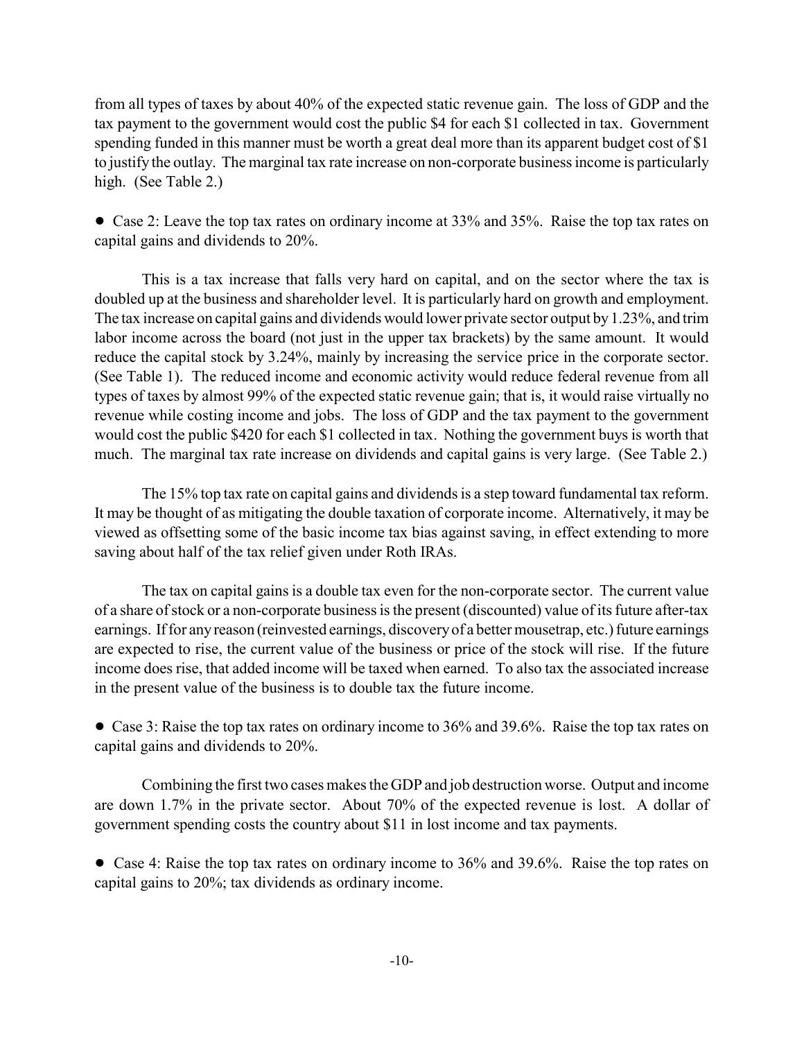from all types of taxes by about 40% of the expected static revenue gain. The loss of GDP and the tax payment to the government would cost the public $4 for each $1 collected in tax. Government spending funded in this manner must be worth a great deal more than its apparent budget cost of $1 to justify the outlay. The marginal tax rate increase on non-corporate business income is particularly high. (See Table 2.)

- Case 2: Leave the top tax rates on ordinary income at 33% and 35%. Raise the top tax rates on capital gains and dividends to 20%.

This is a tax increase that falls very hard on capital, and on the sector where the tax is doubled up at the business and shareholder level. It is particularly hard on growth and employment. The tax increase on capital gains and dividends would lower private sector output by 1.23%, and trim labor income across the board (not just in the upper tax brackets) by the same amount. It would reduce the capital stock by 3.24%, mainly by increasing the service price in the corporate sector. (See Table 1). The reduced income and economic activity would reduce federal revenue from all types of taxes by almost 99% of the expected static revenue gain; that is, it would raise virtually no revenue while costing income and jobs. The loss of GDP and the tax payment to the government would cost the public $420 for each $1 collected in tax. Nothing the government buys is worth that much. The marginal tax rate increase on dividends and capital gains is very large. (See Table 2.)

The 15% top tax rate on capital gains and dividends is a step toward fundamental tax reform. It may be thought of as mitigating the double taxation of corporate income. Alternatively, it may be viewed as offsetting some of the basic income tax bias against saving, in effect extending to more saving about half of the tax relief given under Roth IRAs.

The tax on capital gains is a double tax even for the non-corporate sector. The current value of a share of stock or a non-corporate business is the present (discounted) value of its future after-tax earnings. If for any reason (reinvested earnings, discovery of a better mousetrap, etc.) future earnings are expected to rise, the current value of the business or price of the stock will rise. If the future income does rise, that added income will be taxed when earned. To also tax the associated increase in the present value of the business is to double tax the future income.

- Case 3: Raise the top tax rates on ordinary income to 36% and 39.6%. Raise the top tax rates on capital gains and dividends to 20%.

Combining the first two cases makes the GDP and job destruction worse. Output and income are down 1.7% in the private sector. About 70% of the expected revenue is lost. A dollar of government spending costs the country about $11 in lost income and tax payments.

- Case 4: Raise the top tax rates on ordinary income to 36% and 39.6%. Raise the top rates on capital gains to 20%; tax dividends as ordinary income.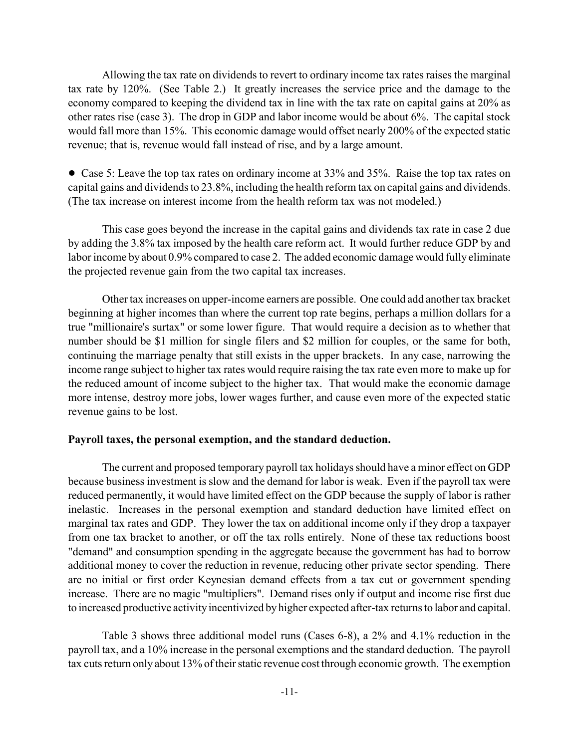Allowing the tax rate on dividends to revert to ordinary income tax rates raises the marginal tax rate by 120%. (See Table 2.) It greatly increases the service price and the damage to the economy compared to keeping the dividend tax in line with the tax rate on capital gains at 20% as other rates rise (case 3). The drop in GDP and labor income would be about 6%. The capital stock would fall more than 15%. This economic damage would offset nearly 200% of the expected static revenue; that is, revenue would fall instead of rise, and by a large amount.

- Case 5: Leave the top tax rates on ordinary income at 33% and 35%. Raise the top tax rates on capital gains and dividends to 23.8%, including the health reform tax on capital gains and dividends. (The tax increase on interest income from the health reform tax was not modeled.)

This case goes beyond the increase in the capital gains and dividends tax rate in case 2 due by adding the 3.8% tax imposed by the health care reform act. It would further reduce GDP by and labor income by about 0.9% compared to case 2. The added economic damage would fully eliminate the projected revenue gain from the two capital tax increases.

Other tax increases on upper-income earners are possible. One could add another tax bracket beginning at higher incomes than where the current top rate begins, perhaps a million dollars for a true "millionaire's surtax" or some lower figure. That would require a decision as to whether that number should be $1 million for single filers and $2 million for couples, or the same for both, continuing the marriage penalty that still exists in the upper brackets. In any case, narrowing the income range subject to higher tax rates would require raising the tax rate even more to make up for the reduced amount of income subject to the higher tax. That would make the economic damage more intense, destroy more jobs, lower wages further, and cause even more of the expected static revenue gains to be lost.

**Payroll taxes, the personal exemption, and the standard deduction.**

The current and proposed temporary payroll tax holidays should have a minor effect on GDP because business investment is slow and the demand for labor is weak. Even if the payroll tax were reduced permanently, it would have limited effect on the GDP because the supply of labor is rather inelastic. Increases in the personal exemption and standard deduction have limited effect on marginal tax rates and GDP. They lower the tax on additional income only if they drop a taxpayer from one tax bracket to another, or off the tax rolls entirely. None of these tax reductions boost "demand" and consumption spending in the aggregate because the government has had to borrow additional money to cover the reduction in revenue, reducing other private sector spending. There are no initial or first order Keynesian demand effects from a tax cut or government spending increase. There are no magic "multipliers". Demand rises only if output and income rise first due to increased productive activity incentivized by higher expected after-tax returns to labor and capital.

Table 3 shows three additional model runs (Cases 6-8), a 2% and 4.1% reduction in the payroll tax, and a 10% increase in the personal exemptions and the standard deduction. The payroll tax cuts return only about 13% of their static revenue cost through economic growth. The exemption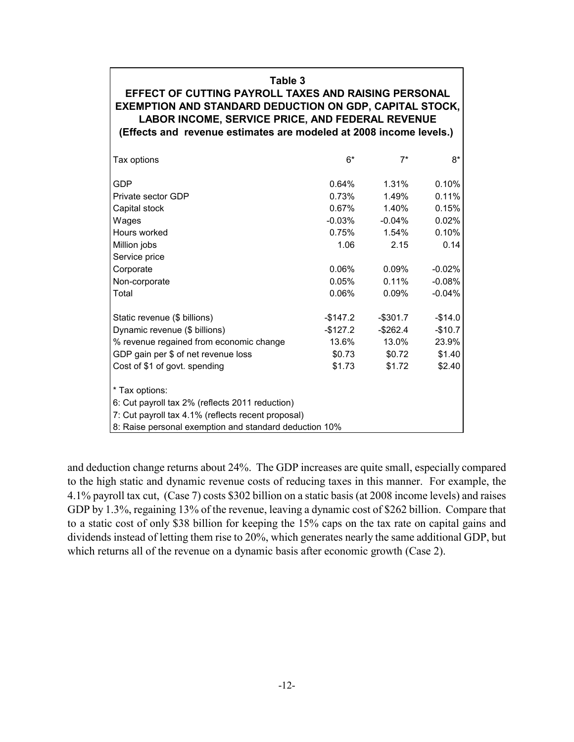**Table 3**
**EFFECT OF CUTTING PAYROLL TAXES AND RAISING PERSONAL EXEMPTION AND STANDARD DEDUCTION ON GDP, CAPITAL STOCK, LABOR INCOME, SERVICE PRICE, AND FEDERAL REVENUE**
**(Effects and revenue estimates are modeled at 2008 income levels.)**

| Tax options | 6* | 7* | 8* |
|---|---|---|---|
| GDP | 0.64% | 1.31% | 0.10% |
| Private sector GDP | 0.73% | 1.49% | 0.11% |
| Capital stock | 0.67% | 1.40% | 0.15% |
| Wages | -0.03% | -0.04% | 0.02% |
| Hours worked | 0.75% | 1.54% | 0.10% |
| Million jobs | 1.06 | 2.15 | 0.14 |
| Service price | | | |
| Corporate | 0.06% | 0.09% | -0.02% |
| Non-corporate | 0.05% | 0.11% | -0.08% |
| Total | 0.06% | 0.09% | -0.04% |
| | | | |
| Static revenue ($ billions) | -$147.2 | -$301.7 | -$14.0 |
| Dynamic revenue ($ billions) | -$127.2 | -$262.4 | -$10.7 |
| % revenue regained from economic change | 13.6% | 13.0% | 23.9% |
| GDP gain per $ of net revenue loss | $0.73 | $0.72 | $1.40 |
| Cost of $1 of govt. spending | $1.73 | $1.72 | $2.40 |

\* Tax options:
6: Cut payroll tax 2% (reflects 2011 reduction)
7: Cut payroll tax 4.1% (reflects recent proposal)
8: Raise personal exemption and standard deduction 10%

and deduction change returns about 24%. The GDP increases are quite small, especially compared to the high static and dynamic revenue costs of reducing taxes in this manner. For example, the 4.1% payroll tax cut, (Case 7) costs $302 billion on a static basis (at 2008 income levels) and raises GDP by 1.3%, regaining 13% of the revenue, leaving a dynamic cost of $262 billion. Compare that to a static cost of only $38 billion for keeping the 15% caps on the tax rate on capital gains and dividends instead of letting them rise to 20%, which generates nearly the same additional GDP, but which returns all of the revenue on a dynamic basis after economic growth (Case 2).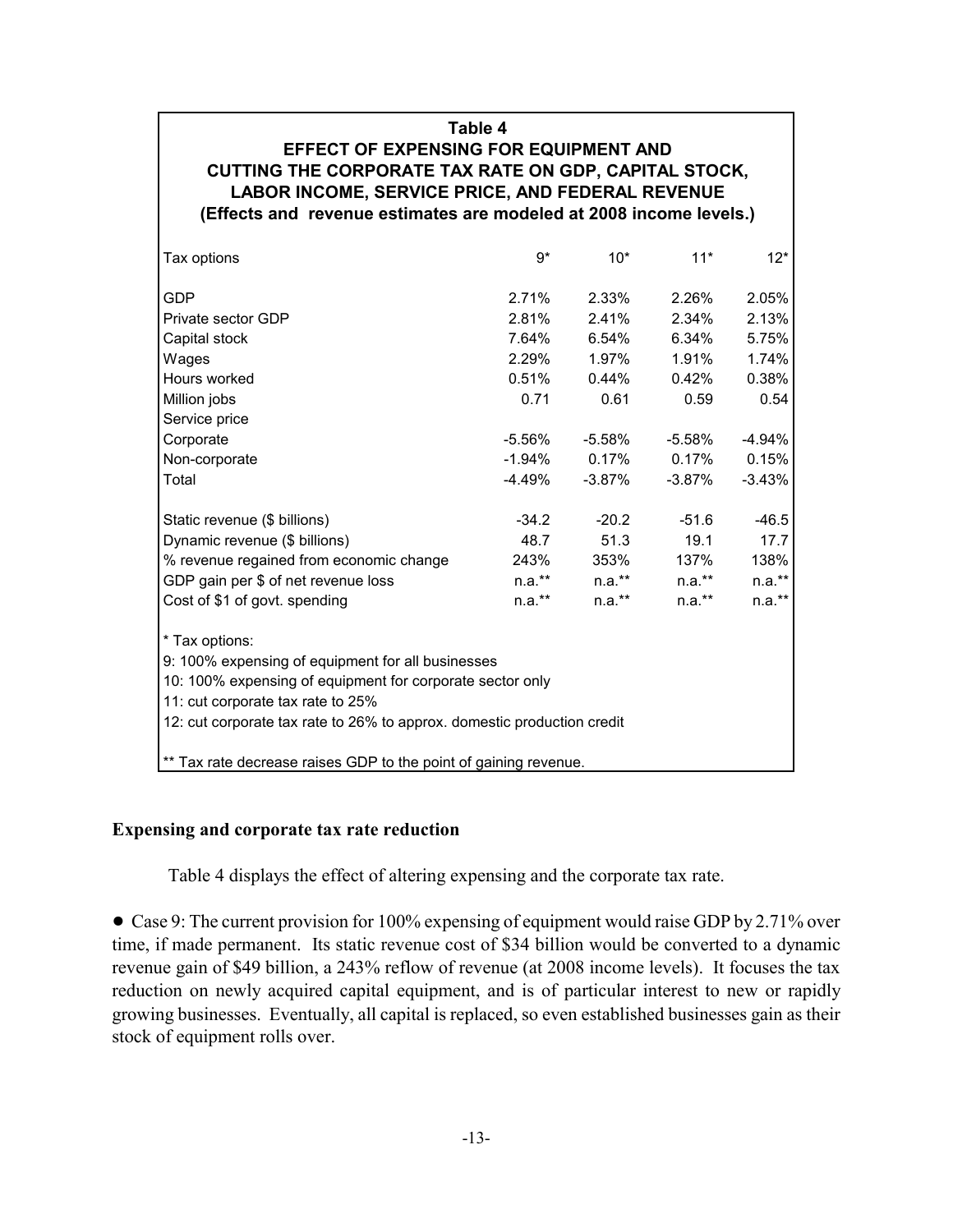**Table 4**
**EFFECT OF EXPENSING FOR EQUIPMENT AND CUTTING THE CORPORATE TAX RATE ON GDP, CAPITAL STOCK, LABOR INCOME, SERVICE PRICE, AND FEDERAL REVENUE**
**(Effects and revenue estimates are modeled at 2008 income levels.)**

| Tax options | 9* | 10* | 11* | 12* |
|---|---|---|---|---|
| GDP | 2.71% | 2.33% | 2.26% | 2.05% |
| Private sector GDP | 2.81% | 2.41% | 2.34% | 2.13% |
| Capital stock | 7.64% | 6.54% | 6.34% | 5.75% |
| Wages | 2.29% | 1.97% | 1.91% | 1.74% |
| Hours worked | 0.51% | 0.44% | 0.42% | 0.38% |
| Million jobs | 0.71 | 0.61 | 0.59 | 0.54 |
| Service price | | | | |
| Corporate | -5.56% | -5.58% | -5.58% | -4.94% |
| Non-corporate | -1.94% | 0.17% | 0.17% | 0.15% |
| Total | -4.49% | -3.87% | -3.87% | -3.43% |
| Static revenue ($ billions) | -34.2 | -20.2 | -51.6 | -46.5 |
| Dynamic revenue ($ billions) | 48.7 | 51.3 | 19.1 | 17.7 |
| % revenue regained from economic change | 243% | 353% | 137% | 138% |
| GDP gain per $ of net revenue loss | n.a.** | n.a.** | n.a.** | n.a.** |
| Cost of $1 of govt. spending | n.a.** | n.a.** | n.a.** | n.a.** |

\* Tax options:
9: 100% expensing of equipment for all businesses
10: 100% expensing of equipment for corporate sector only
11: cut corporate tax rate to 25%
12: cut corporate tax rate to 26% to approx. domestic production credit

** Tax rate decrease raises GDP to the point of gaining revenue.

### Expensing and corporate tax rate reduction

Table 4 displays the effect of altering expensing and the corporate tax rate.

- Case 9: The current provision for 100% expensing of equipment would raise GDP by 2.71% over time, if made permanent. Its static revenue cost of $34 billion would be converted to a dynamic revenue gain of $49 billion, a 243% reflow of revenue (at 2008 income levels). It focuses the tax reduction on newly acquired capital equipment, and is of particular interest to new or rapidly growing businesses. Eventually, all capital is replaced, so even established businesses gain as their stock of equipment rolls over.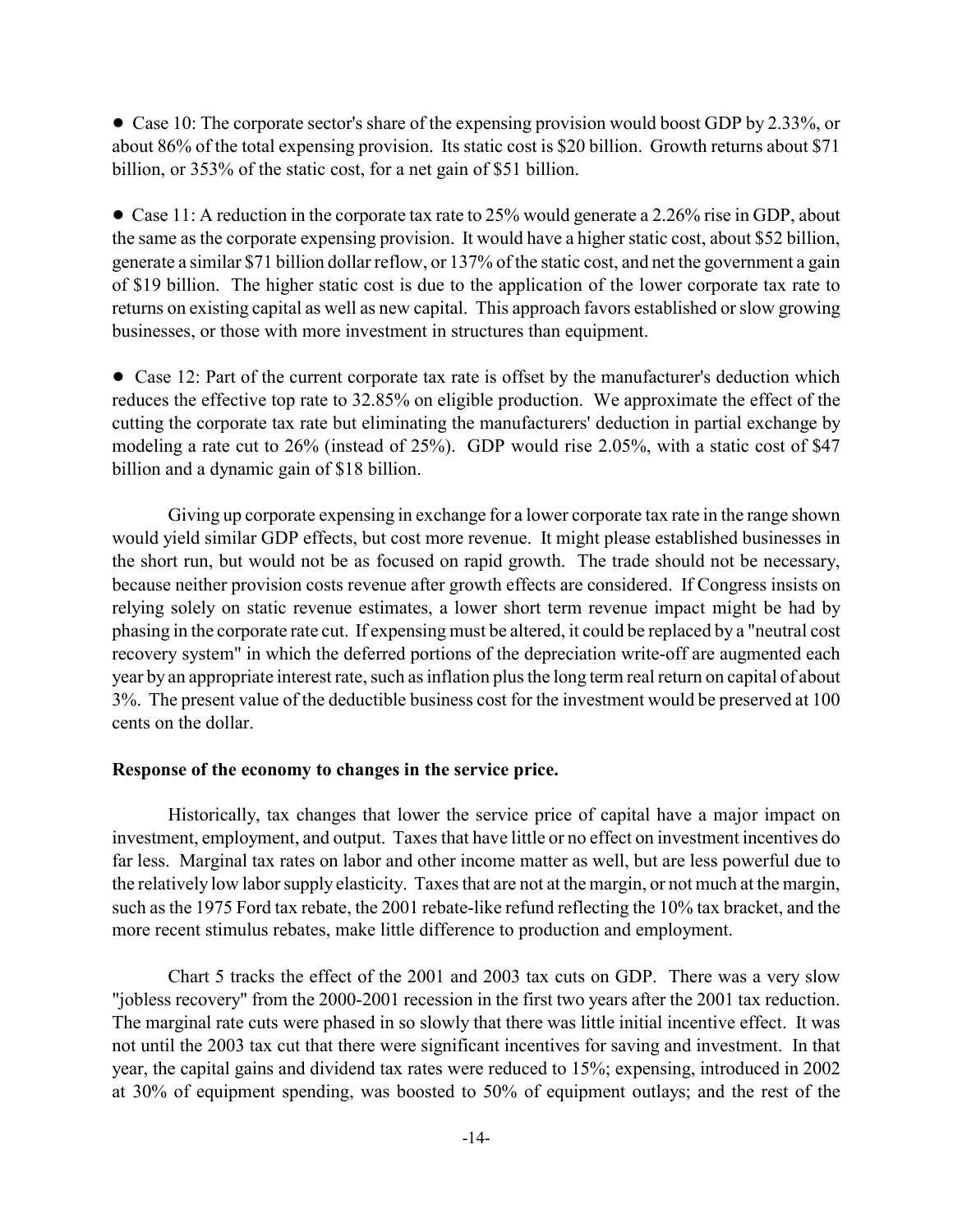● Case 10: The corporate sector's share of the expensing provision would boost GDP by 2.33%, or about 86% of the total expensing provision. Its static cost is $20 billion. Growth returns about $71 billion, or 353% of the static cost, for a net gain of $51 billion.

● Case 11: A reduction in the corporate tax rate to 25% would generate a 2.26% rise in GDP, about the same as the corporate expensing provision. It would have a higher static cost, about $52 billion, generate a similar $71 billion dollar reflow, or 137% of the static cost, and net the government a gain of $19 billion. The higher static cost is due to the application of the lower corporate tax rate to returns on existing capital as well as new capital. This approach favors established or slow growing businesses, or those with more investment in structures than equipment.

● Case 12: Part of the current corporate tax rate is offset by the manufacturer's deduction which reduces the effective top rate to 32.85% on eligible production. We approximate the effect of the cutting the corporate tax rate but eliminating the manufacturers' deduction in partial exchange by modeling a rate cut to 26% (instead of 25%). GDP would rise 2.05%, with a static cost of $47 billion and a dynamic gain of $18 billion.

Giving up corporate expensing in exchange for a lower corporate tax rate in the range shown would yield similar GDP effects, but cost more revenue. It might please established businesses in the short run, but would not be as focused on rapid growth. The trade should not be necessary, because neither provision costs revenue after growth effects are considered. If Congress insists on relying solely on static revenue estimates, a lower short term revenue impact might be had by phasing in the corporate rate cut. If expensing must be altered, it could be replaced by a "neutral cost recovery system" in which the deferred portions of the depreciation write-off are augmented each year by an appropriate interest rate, such as inflation plus the long term real return on capital of about 3%. The present value of the deductible business cost for the investment would be preserved at 100 cents on the dollar.

**Response of the economy to changes in the service price.**

Historically, tax changes that lower the service price of capital have a major impact on investment, employment, and output. Taxes that have little or no effect on investment incentives do far less. Marginal tax rates on labor and other income matter as well, but are less powerful due to the relatively low labor supply elasticity. Taxes that are not at the margin, or not much at the margin, such as the 1975 Ford tax rebate, the 2001 rebate-like refund reflecting the 10% tax bracket, and the more recent stimulus rebates, make little difference to production and employment.

Chart 5 tracks the effect of the 2001 and 2003 tax cuts on GDP. There was a very slow "jobless recovery" from the 2000-2001 recession in the first two years after the 2001 tax reduction. The marginal rate cuts were phased in so slowly that there was little initial incentive effect. It was not until the 2003 tax cut that there were significant incentives for saving and investment. In that year, the capital gains and dividend tax rates were reduced to 15%; expensing, introduced in 2002 at 30% of equipment spending, was boosted to 50% of equipment outlays; and the rest of the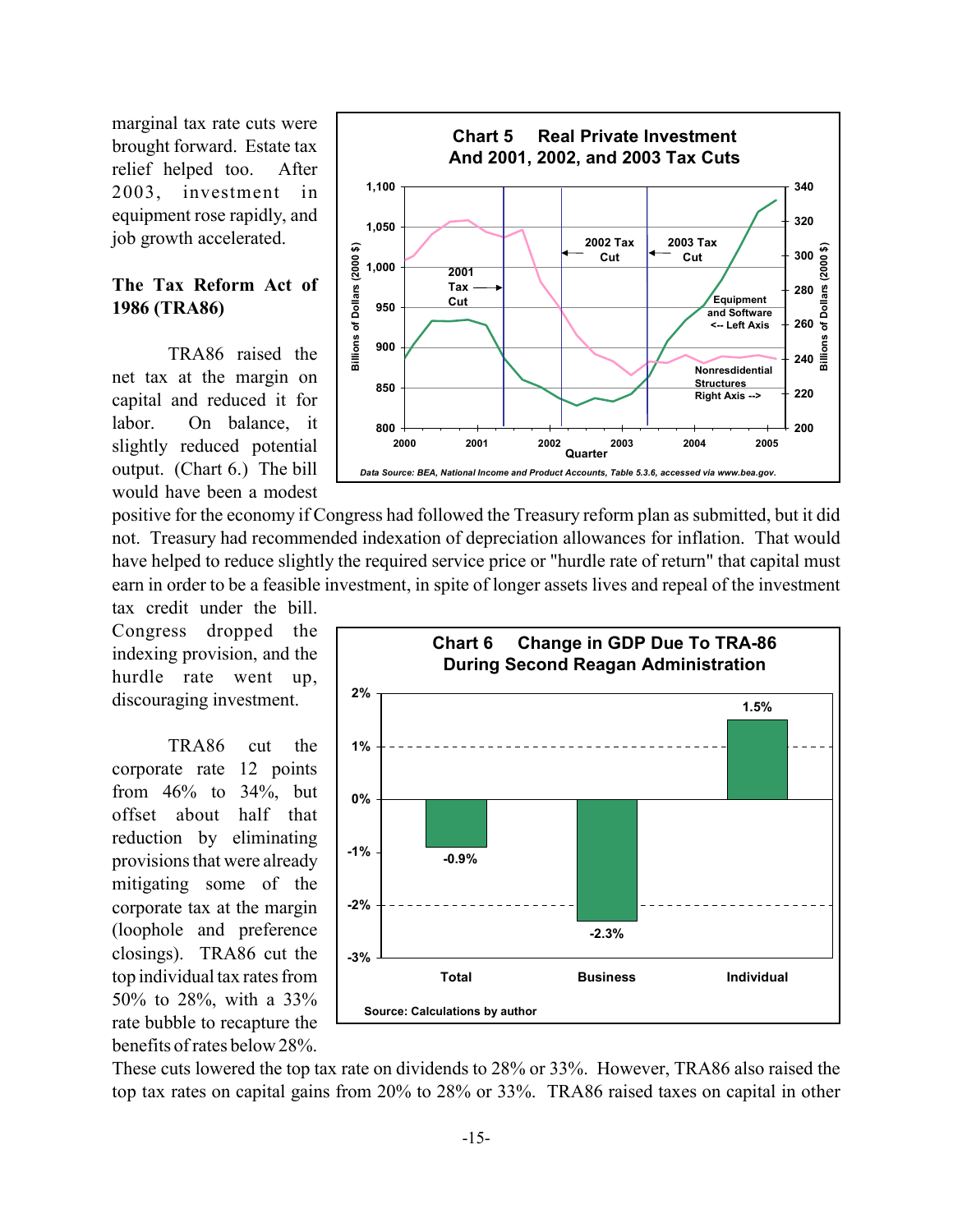marginal tax rate cuts were brought forward. Estate tax relief helped too. After 2003, investment in equipment rose rapidly, and job growth accelerated.

**Chart 5 Real Private Investment And 2001, 2002, and 2003 Tax Cuts**

Data Source: BEA, National Income and Product Accounts, Table 5.3.6, accessed via www.bea.gov.

### The Tax Reform Act of 1986 (TRA86)

TRA86 raised the net tax at the margin on capital and reduced it for labor. On balance, it slightly reduced potential output. (Chart 6.) The bill would have been a modest positive for the economy if Congress had followed the Treasury reform plan as submitted, but it did not. Treasury had recommended indexation of depreciation allowances for inflation. That would have helped to reduce slightly the required service price or "hurdle rate of return" that capital must earn in order to be a feasible investment, in spite of longer assets lives and repeal of the investment tax credit under the bill. Congress dropped the indexing provision, and the hurdle rate went up, discouraging investment.

**Chart 6 Change in GDP Due To TRA-86 During Second Reagan Administration**

| | Total | Business | Individual |
|---|---|---|---|
| Change in GDP | -0.9% | -2.3% | 1.5% |

Source: Calculations by author

TRA86 cut the corporate rate 12 points from 46% to 34%, but offset about half that reduction by eliminating provisions that were already mitigating some of the corporate tax at the margin (loophole and preference closings). TRA86 cut the top individual tax rates from 50% to 28%, with a 33% rate bubble to recapture the benefits of rates below 28%. These cuts lowered the top tax rate on dividends to 28% or 33%. However, TRA86 also raised the top tax rates on capital gains from 20% to 28% or 33%. TRA86 raised taxes on capital in other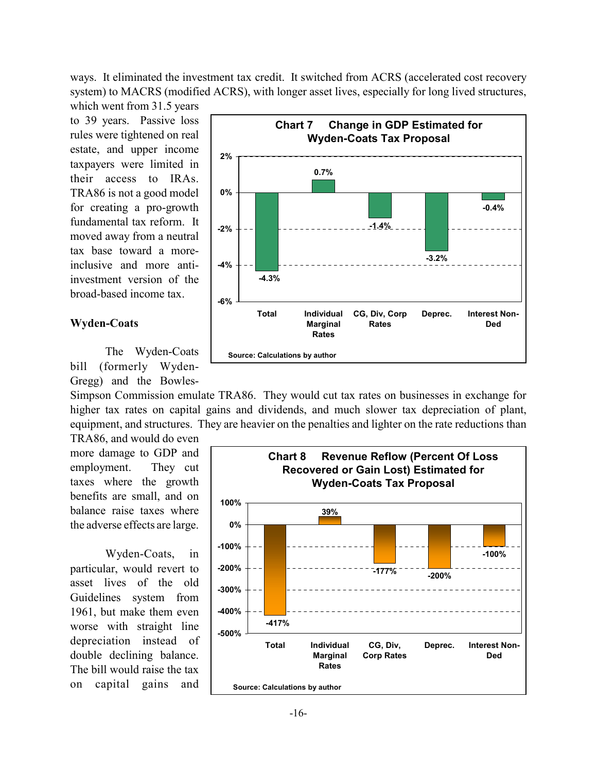ways. It eliminated the investment tax credit. It switched from ACRS (accelerated cost recovery system) to MACRS (modified ACRS), with longer asset lives, especially for long lived structures, which went from 31.5 years to 39 years. Passive loss rules were tightened on real estate, and upper income taxpayers were limited in their access to IRAs. TRA86 is not a good model for creating a pro-growth fundamental tax reform. It moved away from a neutral tax base toward a more-inclusive and more anti-investment version of the broad-based income tax.

**Chart 7 Change in GDP Estimated for Wyden-Coats Tax Proposal**

| Total | Individual Marginal Rates | CG, Div, Corp Rates | Deprec. | Interest Non-Ded |
|---|---|---|---|---|
| -4.3% | 0.7% | -1.4% | -3.2% | -0.4% |

Source: Calculations by author

## Wyden-Coats

The Wyden-Coats bill (formerly Wyden-Gregg) and the Bowles-Simpson Commission emulate TRA86. They would cut tax rates on businesses in exchange for higher tax rates on capital gains and dividends, and much slower tax depreciation of plant, equipment, and structures. They are heavier on the penalties and lighter on the rate reductions than TRA86, and would do even more damage to GDP and employment. They cut taxes where the growth benefits are small, and on balance raise taxes where the adverse effects are large.

**Chart 8 Revenue Reflow (Percent Of Loss Recovered or Gain Lost) Estimated for Wyden-Coats Tax Proposal**

| Total | Individual Marginal Rates | CG, Div, Corp Rates | Deprec. | Interest Non-Ded |
|---|---|---|---|---|
| -417% | 39% | -177% | -200% | -100% |

Source: Calculations by author

Wyden-Coats, in particular, would revert to asset lives of the old Guidelines system from 1961, but make them even worse with straight line depreciation instead of double declining balance. The bill would raise the tax on capital gains and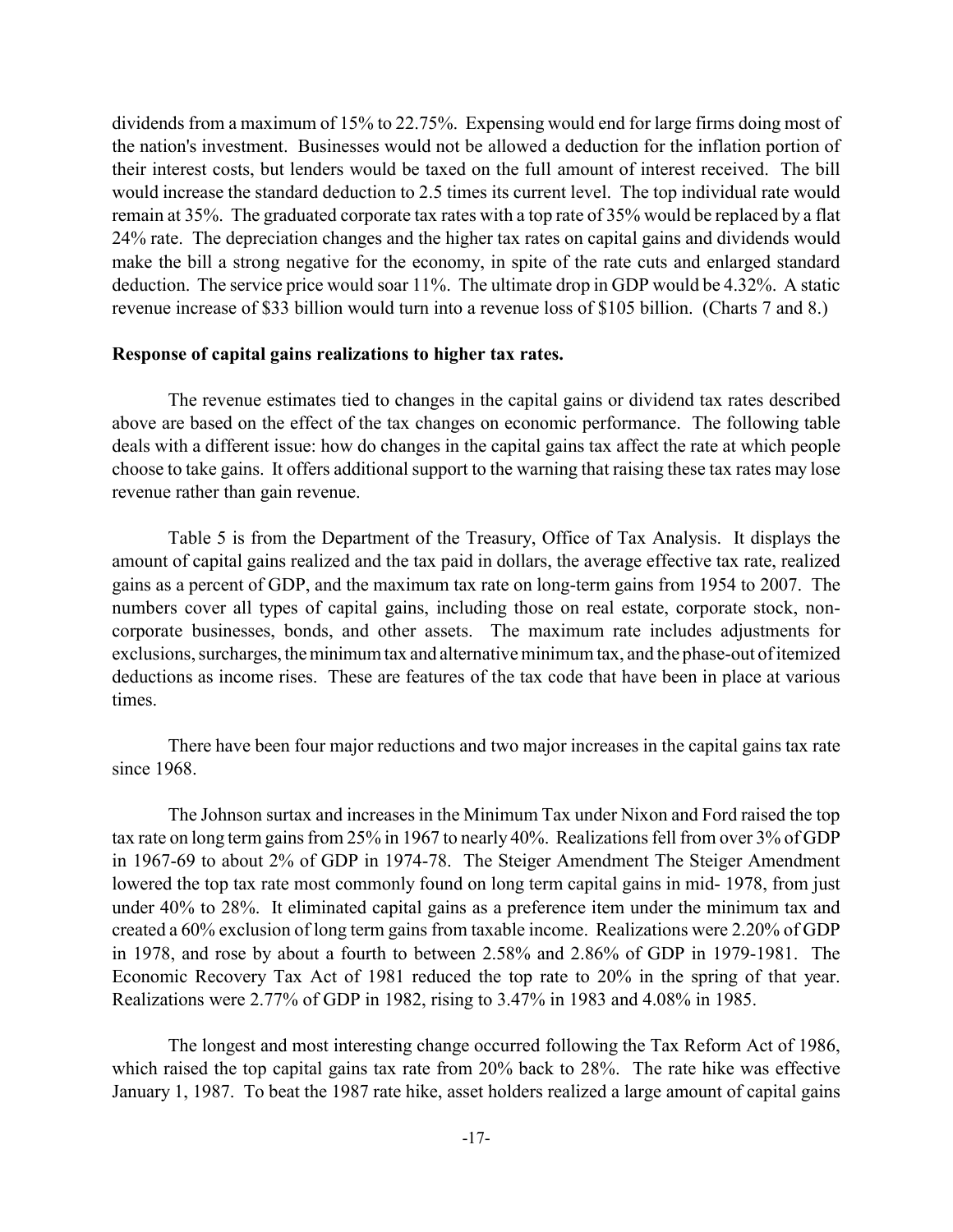dividends from a maximum of 15% to 22.75%. Expensing would end for large firms doing most of the nation's investment. Businesses would not be allowed a deduction for the inflation portion of their interest costs, but lenders would be taxed on the full amount of interest received. The bill would increase the standard deduction to 2.5 times its current level. The top individual rate would remain at 35%. The graduated corporate tax rates with a top rate of 35% would be replaced by a flat 24% rate. The depreciation changes and the higher tax rates on capital gains and dividends would make the bill a strong negative for the economy, in spite of the rate cuts and enlarged standard deduction. The service price would soar 11%. The ultimate drop in GDP would be 4.32%. A static revenue increase of $33 billion would turn into a revenue loss of $105 billion. (Charts 7 and 8.)

**Response of capital gains realizations to higher tax rates.**

The revenue estimates tied to changes in the capital gains or dividend tax rates described above are based on the effect of the tax changes on economic performance. The following table deals with a different issue: how do changes in the capital gains tax affect the rate at which people choose to take gains. It offers additional support to the warning that raising these tax rates may lose revenue rather than gain revenue.

Table 5 is from the Department of the Treasury, Office of Tax Analysis. It displays the amount of capital gains realized and the tax paid in dollars, the average effective tax rate, realized gains as a percent of GDP, and the maximum tax rate on long-term gains from 1954 to 2007. The numbers cover all types of capital gains, including those on real estate, corporate stock, non-corporate businesses, bonds, and other assets. The maximum rate includes adjustments for exclusions, surcharges, the minimum tax and alternative minimum tax, and the phase-out of itemized deductions as income rises. These are features of the tax code that have been in place at various times.

There have been four major reductions and two major increases in the capital gains tax rate since 1968.

The Johnson surtax and increases in the Minimum Tax under Nixon and Ford raised the top tax rate on long term gains from 25% in 1967 to nearly 40%. Realizations fell from over 3% of GDP in 1967-69 to about 2% of GDP in 1974-78. The Steiger Amendment The Steiger Amendment lowered the top tax rate most commonly found on long term capital gains in mid- 1978, from just under 40% to 28%. It eliminated capital gains as a preference item under the minimum tax and created a 60% exclusion of long term gains from taxable income. Realizations were 2.20% of GDP in 1978, and rose by about a fourth to between 2.58% and 2.86% of GDP in 1979-1981. The Economic Recovery Tax Act of 1981 reduced the top rate to 20% in the spring of that year. Realizations were 2.77% of GDP in 1982, rising to 3.47% in 1983 and 4.08% in 1985.

The longest and most interesting change occurred following the Tax Reform Act of 1986, which raised the top capital gains tax rate from 20% back to 28%. The rate hike was effective January 1, 1987. To beat the 1987 rate hike, asset holders realized a large amount of capital gains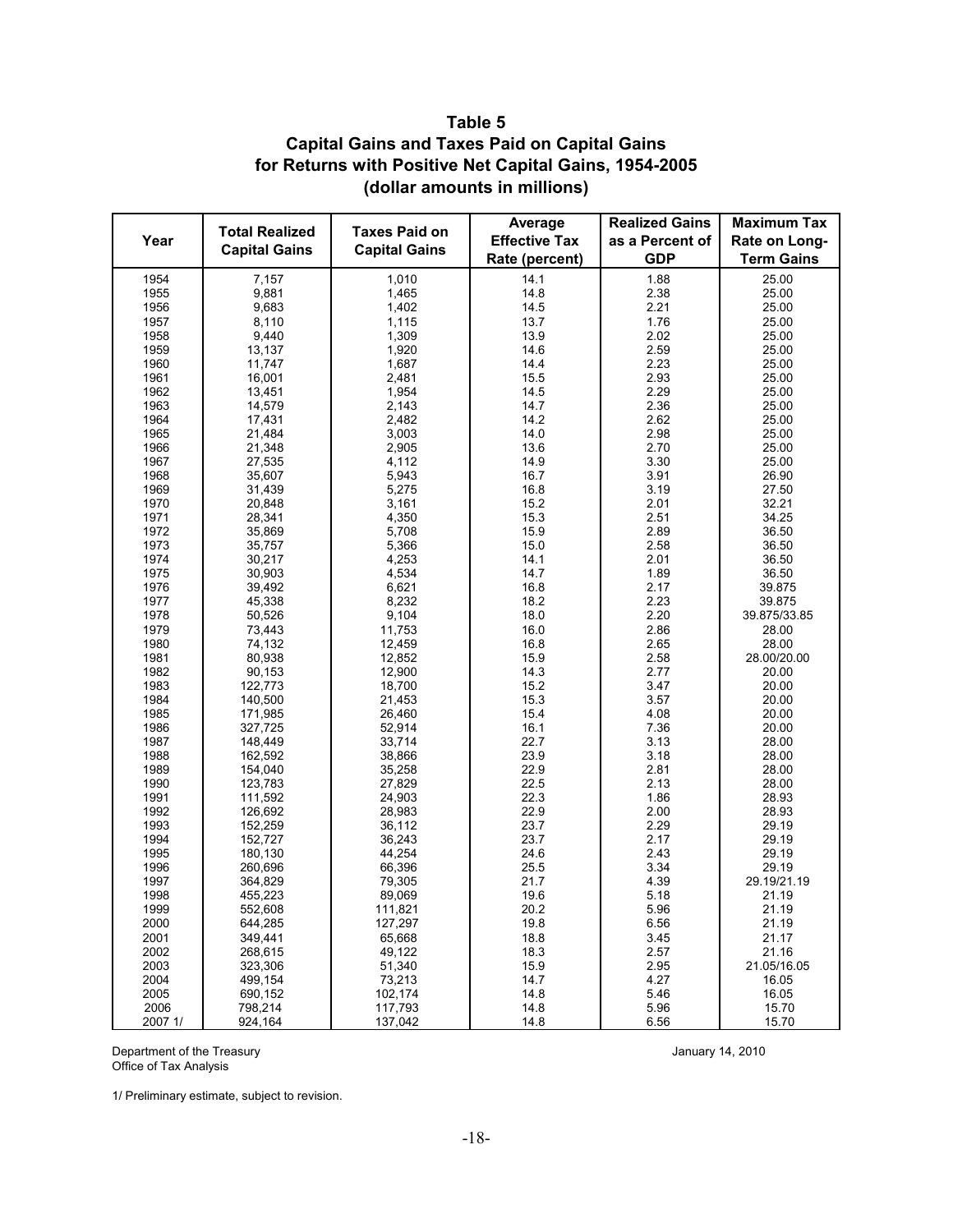# Table 5
## Capital Gains and Taxes Paid on Capital Gains for Returns with Positive Net Capital Gains, 1954-2005
### (dollar amounts in millions)

| Year | Total Realized Capital Gains | Taxes Paid on Capital Gains | Average Effective Tax Rate (percent) | Realized Gains as a Percent of GDP | Maximum Tax Rate on Long-Term Gains |
|---|---|---|---|---|---|
| 1954 | 7,157 | 1,010 | 14.1 | 1.88 | 25.00 |
| 1955 | 9,881 | 1,465 | 14.8 | 2.38 | 25.00 |
| 1956 | 9,683 | 1,402 | 14.5 | 2.21 | 25.00 |
| 1957 | 8,110 | 1,115 | 13.7 | 1.76 | 25.00 |
| 1958 | 9,440 | 1,309 | 13.9 | 2.02 | 25.00 |
| 1959 | 13,137 | 1,920 | 14.6 | 2.59 | 25.00 |
| 1960 | 11,747 | 1,687 | 14.4 | 2.23 | 25.00 |
| 1961 | 16,001 | 2,481 | 15.5 | 2.93 | 25.00 |
| 1962 | 13,451 | 1,954 | 14.5 | 2.29 | 25.00 |
| 1963 | 14,579 | 2,143 | 14.7 | 2.36 | 25.00 |
| 1964 | 17,431 | 2,482 | 14.2 | 2.62 | 25.00 |
| 1965 | 21,484 | 3,003 | 14.0 | 2.98 | 25.00 |
| 1966 | 21,348 | 2,905 | 13.6 | 2.70 | 25.00 |
| 1967 | 27,535 | 4,112 | 14.9 | 3.30 | 25.00 |
| 1968 | 35,607 | 5,943 | 16.7 | 3.91 | 26.90 |
| 1969 | 31,439 | 5,275 | 16.8 | 3.19 | 27.50 |
| 1970 | 20,848 | 3,161 | 15.2 | 2.01 | 32.21 |
| 1971 | 28,341 | 4,350 | 15.3 | 2.51 | 34.25 |
| 1972 | 35,869 | 5,708 | 15.9 | 2.89 | 36.50 |
| 1973 | 35,757 | 5,366 | 15.0 | 2.58 | 36.50 |
| 1974 | 30,217 | 4,253 | 14.1 | 2.01 | 36.50 |
| 1975 | 30,903 | 4,534 | 14.7 | 1.89 | 36.50 |
| 1976 | 39,492 | 6,621 | 16.8 | 2.17 | 39.875 |
| 1977 | 45,338 | 8,232 | 18.2 | 2.23 | 39.875 |
| 1978 | 50,526 | 9,104 | 18.0 | 2.20 | 39.875/33.85 |
| 1979 | 73,443 | 11,753 | 16.0 | 2.86 | 28.00 |
| 1980 | 74,132 | 12,459 | 16.8 | 2.65 | 28.00 |
| 1981 | 80,938 | 12,852 | 15.9 | 2.58 | 28.00/20.00 |
| 1982 | 90,153 | 12,900 | 14.3 | 2.77 | 20.00 |
| 1983 | 122,773 | 18,700 | 15.2 | 3.47 | 20.00 |
| 1984 | 140,500 | 21,453 | 15.3 | 3.57 | 20.00 |
| 1985 | 171,985 | 26,460 | 15.4 | 4.08 | 20.00 |
| 1986 | 327,725 | 52,914 | 16.1 | 7.36 | 20.00 |
| 1987 | 148,449 | 33,714 | 22.7 | 3.13 | 28.00 |
| 1988 | 162,592 | 38,866 | 23.9 | 3.18 | 28.00 |
| 1989 | 154,040 | 35,258 | 22.9 | 2.81 | 28.00 |
| 1990 | 123,783 | 27,829 | 22.5 | 2.13 | 28.00 |
| 1991 | 111,592 | 24,903 | 22.3 | 1.86 | 28.93 |
| 1992 | 126,692 | 28,983 | 22.9 | 2.00 | 28.93 |
| 1993 | 152,259 | 36,112 | 23.7 | 2.29 | 29.19 |
| 1994 | 152,727 | 36,243 | 23.7 | 2.17 | 29.19 |
| 1995 | 180,130 | 44,254 | 24.6 | 2.43 | 29.19 |
| 1996 | 260,696 | 66,396 | 25.5 | 3.34 | 29.19 |
| 1997 | 364,829 | 79,305 | 21.7 | 4.39 | 29.19/21.19 |
| 1998 | 455,223 | 89,069 | 19.6 | 5.18 | 21.19 |
| 1999 | 552,608 | 111,821 | 20.2 | 5.96 | 21.19 |
| 2000 | 644,285 | 127,297 | 19.8 | 6.56 | 21.19 |
| 2001 | 349,441 | 65,668 | 18.8 | 3.45 | 21.17 |
| 2002 | 268,615 | 49,122 | 18.3 | 2.57 | 21.16 |
| 2003 | 323,306 | 51,340 | 15.9 | 2.95 | 21.05/16.05 |
| 2004 | 499,154 | 73,213 | 14.7 | 4.27 | 16.05 |
| 2005 | 690,152 | 102,174 | 14.8 | 5.46 | 16.05 |
| 2006 | 798,214 | 117,793 | 14.8 | 5.96 | 15.70 |
| 2007 1/ | 924,164 | 137,042 | 14.8 | 6.56 | 15.70 |

Department of the Treasury
Office of Tax Analysis

January 14, 2010

1/ Preliminary estimate, subject to revision.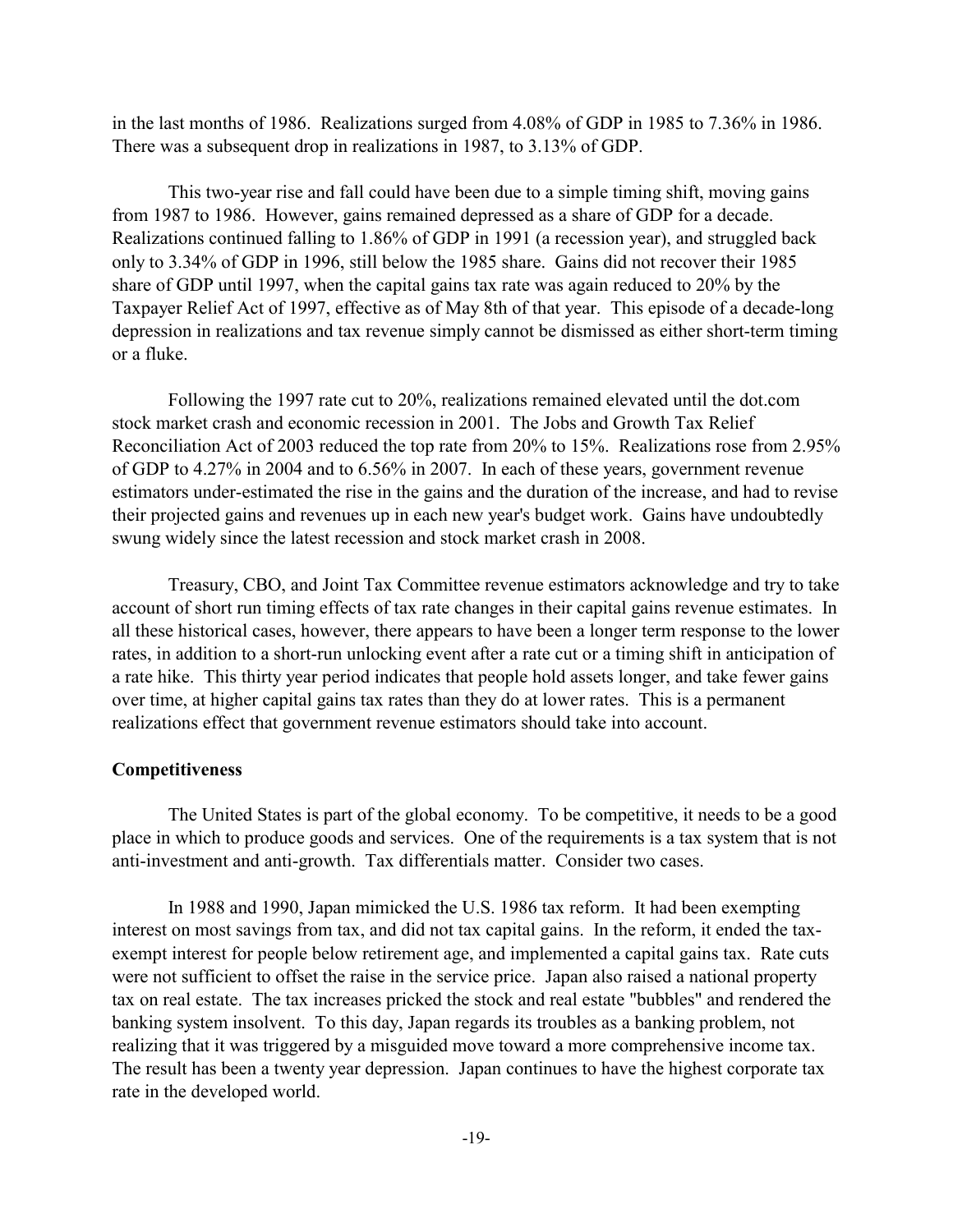in the last months of 1986. Realizations surged from 4.08% of GDP in 1985 to 7.36% in 1986. There was a subsequent drop in realizations in 1987, to 3.13% of GDP.

This two-year rise and fall could have been due to a simple timing shift, moving gains from 1987 to 1986. However, gains remained depressed as a share of GDP for a decade. Realizations continued falling to 1.86% of GDP in 1991 (a recession year), and struggled back only to 3.34% of GDP in 1996, still below the 1985 share. Gains did not recover their 1985 share of GDP until 1997, when the capital gains tax rate was again reduced to 20% by the Taxpayer Relief Act of 1997, effective as of May 8th of that year. This episode of a decade-long depression in realizations and tax revenue simply cannot be dismissed as either short-term timing or a fluke.

Following the 1997 rate cut to 20%, realizations remained elevated until the dot.com stock market crash and economic recession in 2001. The Jobs and Growth Tax Relief Reconciliation Act of 2003 reduced the top rate from 20% to 15%. Realizations rose from 2.95% of GDP to 4.27% in 2004 and to 6.56% in 2007. In each of these years, government revenue estimators under-estimated the rise in the gains and the duration of the increase, and had to revise their projected gains and revenues up in each new year's budget work. Gains have undoubtedly swung widely since the latest recession and stock market crash in 2008.

Treasury, CBO, and Joint Tax Committee revenue estimators acknowledge and try to take account of short run timing effects of tax rate changes in their capital gains revenue estimates. In all these historical cases, however, there appears to have been a longer term response to the lower rates, in addition to a short-run unlocking event after a rate cut or a timing shift in anticipation of a rate hike. This thirty year period indicates that people hold assets longer, and take fewer gains over time, at higher capital gains tax rates than they do at lower rates. This is a permanent realizations effect that government revenue estimators should take into account.

**Competitiveness**

The United States is part of the global economy. To be competitive, it needs to be a good place in which to produce goods and services. One of the requirements is a tax system that is not anti-investment and anti-growth. Tax differentials matter. Consider two cases.

In 1988 and 1990, Japan mimicked the U.S. 1986 tax reform. It had been exempting interest on most savings from tax, and did not tax capital gains. In the reform, it ended the tax-exempt interest for people below retirement age, and implemented a capital gains tax. Rate cuts were not sufficient to offset the raise in the service price. Japan also raised a national property tax on real estate. The tax increases pricked the stock and real estate "bubbles" and rendered the banking system insolvent. To this day, Japan regards its troubles as a banking problem, not realizing that it was triggered by a misguided move toward a more comprehensive income tax. The result has been a twenty year depression. Japan continues to have the highest corporate tax rate in the developed world.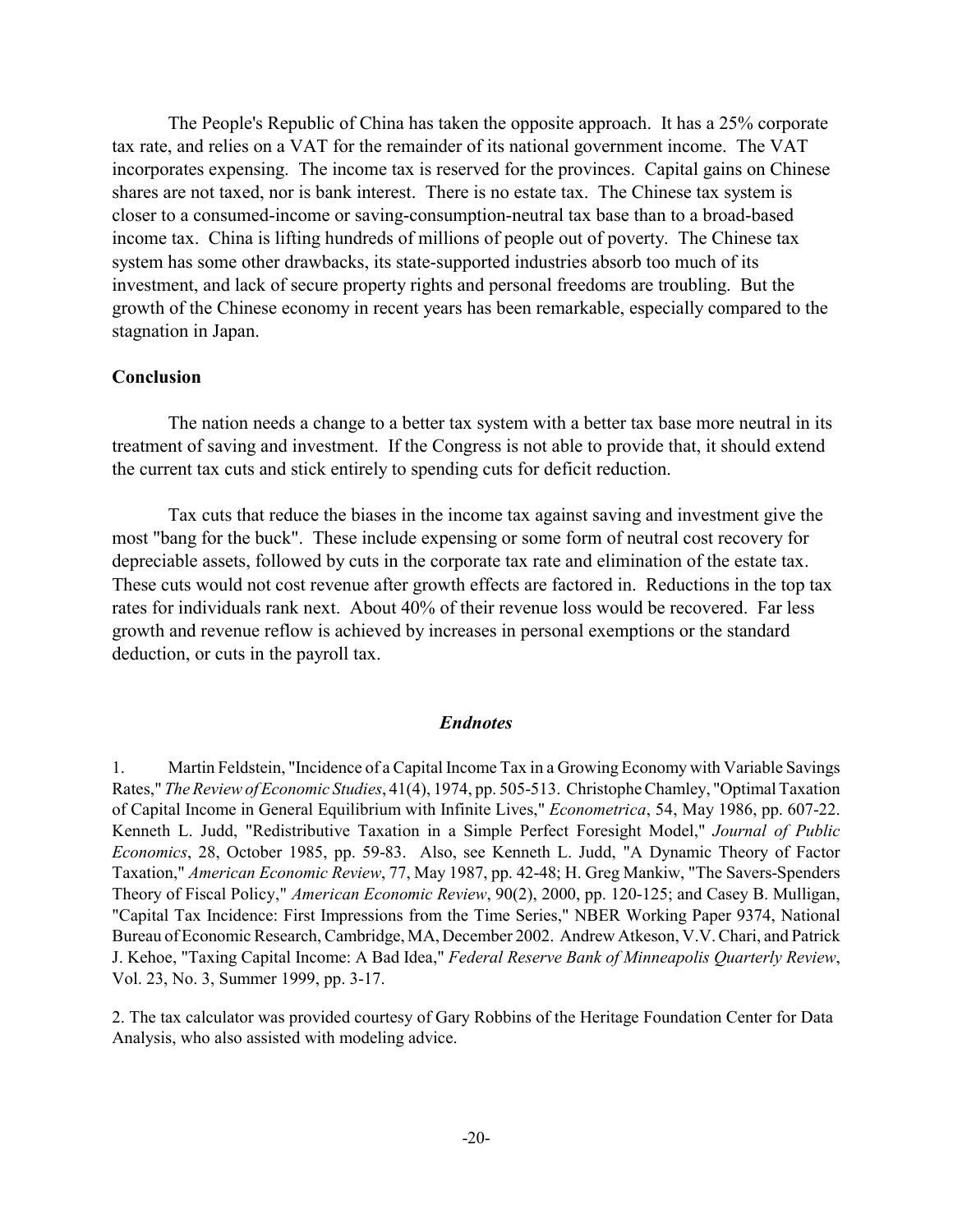The People's Republic of China has taken the opposite approach. It has a 25% corporate tax rate, and relies on a VAT for the remainder of its national government income. The VAT incorporates expensing. The income tax is reserved for the provinces. Capital gains on Chinese shares are not taxed, nor is bank interest. There is no estate tax. The Chinese tax system is closer to a consumed-income or saving-consumption-neutral tax base than to a broad-based income tax. China is lifting hundreds of millions of people out of poverty. The Chinese tax system has some other drawbacks, its state-supported industries absorb too much of its investment, and lack of secure property rights and personal freedoms are troubling. But the growth of the Chinese economy in recent years has been remarkable, especially compared to the stagnation in Japan.

**Conclusion**

The nation needs a change to a better tax system with a better tax base more neutral in its treatment of saving and investment. If the Congress is not able to provide that, it should extend the current tax cuts and stick entirely to spending cuts for deficit reduction.

Tax cuts that reduce the biases in the income tax against saving and investment give the most "bang for the buck". These include expensing or some form of neutral cost recovery for depreciable assets, followed by cuts in the corporate tax rate and elimination of the estate tax. These cuts would not cost revenue after growth effects are factored in. Reductions in the top tax rates for individuals rank next. About 40% of their revenue loss would be recovered. Far less growth and revenue reflow is achieved by increases in personal exemptions or the standard deduction, or cuts in the payroll tax.

### *Endnotes*

1. Martin Feldstein, "Incidence of a Capital Income Tax in a Growing Economy with Variable Savings Rates," *The Review of Economic Studies*, 41(4), 1974, pp. 505-513. Christophe Chamley, "Optimal Taxation of Capital Income in General Equilibrium with Infinite Lives," *Econometrica*, 54, May 1986, pp. 607-22. Kenneth L. Judd, "Redistributive Taxation in a Simple Perfect Foresight Model," *Journal of Public Economics*, 28, October 1985, pp. 59-83. Also, see Kenneth L. Judd, "A Dynamic Theory of Factor Taxation," *American Economic Review*, 77, May 1987, pp. 42-48; H. Greg Mankiw, "The Savers-Spenders Theory of Fiscal Policy," *American Economic Review*, 90(2), 2000, pp. 120-125; and Casey B. Mulligan, "Capital Tax Incidence: First Impressions from the Time Series," NBER Working Paper 9374, National Bureau of Economic Research, Cambridge, MA, December 2002. Andrew Atkeson, V.V. Chari, and Patrick J. Kehoe, "Taxing Capital Income: A Bad Idea," *Federal Reserve Bank of Minneapolis Quarterly Review*, Vol. 23, No. 3, Summer 1999, pp. 3-17.

2. The tax calculator was provided courtesy of Gary Robbins of the Heritage Foundation Center for Data Analysis, who also assisted with modeling advice.